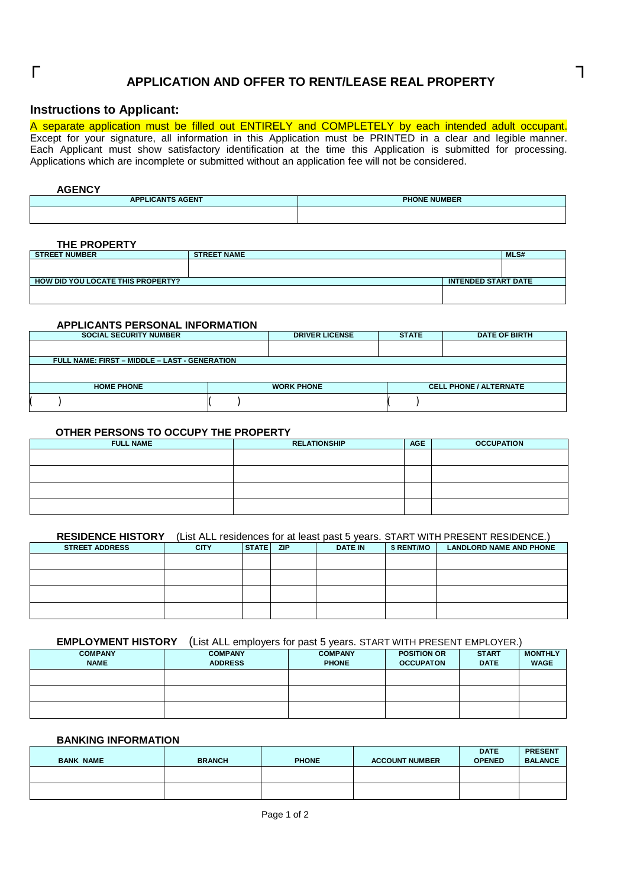# APPLICATION AND OFFER TO RENT/LEASE REAL PROPERTY

## Instructions to Applicant:

A separate application must be filled out ENTIRELY and COMPLETELY by each intended adult occupant. Except for your signature, all information in this Application must be PRINTED in a clear and legible manner. Each Applicant must show satisfactory identification at the time this Application is submitted for processing. Applications which are incomplete or submitted without an application fee will not be considered.

### AGENCY

| APPLICANTS AGENT | PHONE NUMBER |
|---|---|
| | |

### THE PROPERTY

| STREET NUMBER | STREET NAME | MLS# |
|---|---|---|
| | | |

| HOW DID YOU LOCATE THIS PROPERTY? | INTENDED START DATE |
|---|---|
| | |

### APPLICANTS PERSONAL INFORMATION

| SOCIAL SECURITY NUMBER | DRIVER LICENSE | STATE | DATE OF BIRTH |
|---|---|---|---|
| | | | |

| FULL NAME: FIRST – MIDDLE – LAST - GENERATION |
|---|
| |

| HOME PHONE | WORK PHONE | CELL PHONE / ALTERNATE |
|---|---|---|
| (    ) | (    ) | (    ) |

### OTHER PERSONS TO OCCUPY THE PROPERTY

| FULL NAME | RELATIONSHIP | AGE | OCCUPATION |
|---|---|---|---|
| | | | |
| | | | |
| | | | |
| | | | |

### RESIDENCE HISTORY (List ALL residences for at least past 5 years. START WITH PRESENT RESIDENCE.)

| STREET ADDRESS | CITY | STATE | ZIP | DATE IN | $ RENT/MO | LANDLORD NAME AND PHONE |
|---|---|---|---|---|---|---|
| | | | | | | |
| | | | | | | |
| | | | | | | |
| | | | | | | |

### EMPLOYMENT HISTORY (List ALL employers for past 5 years. START WITH PRESENT EMPLOYER.)

| COMPANY NAME | COMPANY ADDRESS | COMPANY PHONE | POSITION OR OCCUPATON | START DATE | MONTHLY WAGE |
|---|---|---|---|---|---|
| | | | | | |
| | | | | | |
| | | | | | |

### BANKING INFORMATION

| BANK NAME | BRANCH | PHONE | ACCOUNT NUMBER | DATE OPENED | PRESENT BALANCE |
|---|---|---|---|---|---|
| | | | | | |
| | | | | | |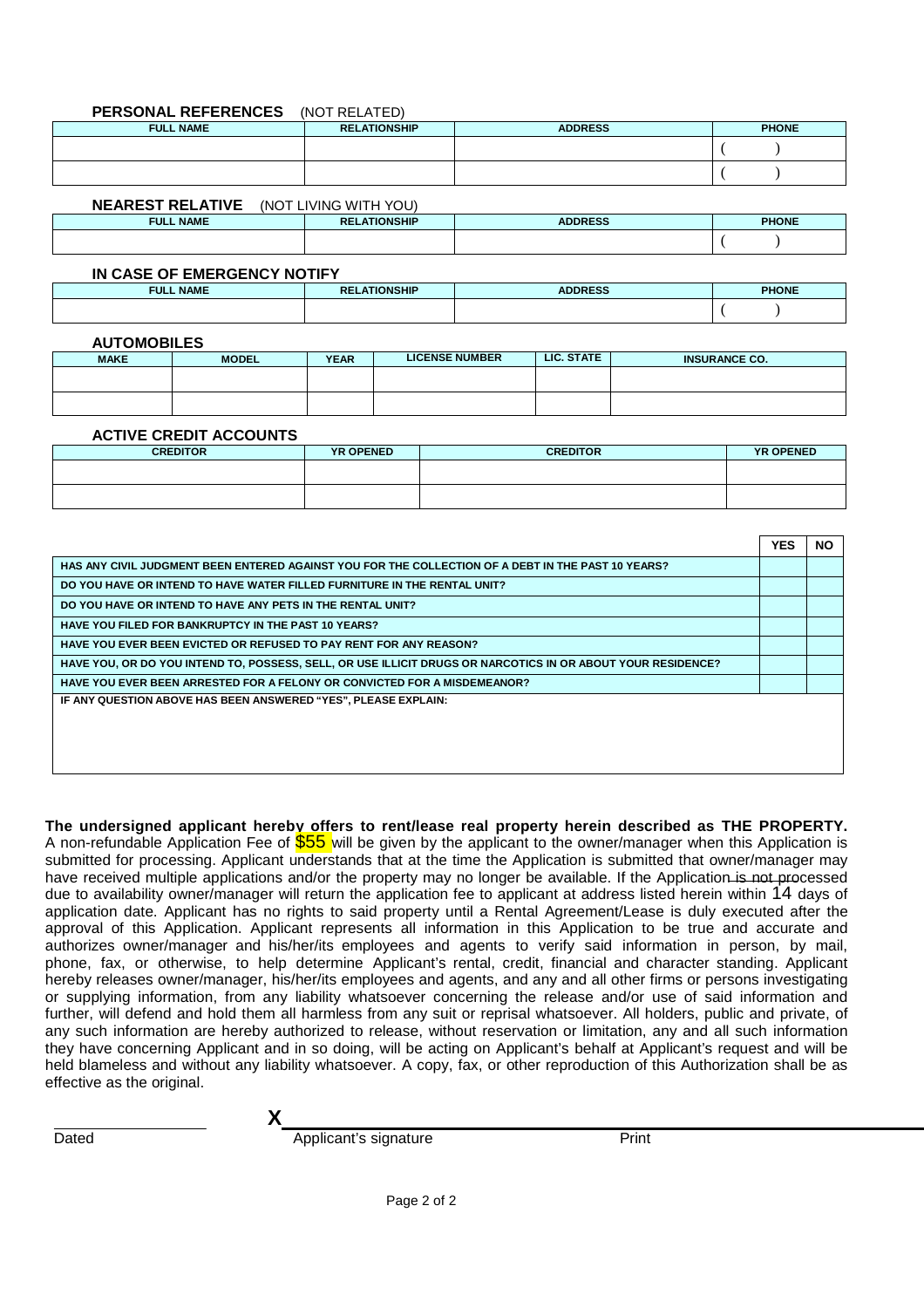**PERSONAL REFERENCES** (NOT RELATED)

| FULL NAME | RELATIONSHIP | ADDRESS | PHONE |
|---|---|---|---|
| | | | (    ) |
| | | | (    ) |

**NEAREST RELATIVE** (NOT LIVING WITH YOU)

| FULL NAME | RELATIONSHIP | ADDRESS | PHONE |
|---|---|---|---|
| | | | (    ) |

**IN CASE OF EMERGENCY NOTIFY**

| FULL NAME | RELATIONSHIP | ADDRESS | PHONE |
|---|---|---|---|
| | | | (    ) |

**AUTOMOBILES**

| MAKE | MODEL | YEAR | LICENSE NUMBER | LIC. STATE | INSURANCE CO. |
|---|---|---|---|---|---|
| | | | | | |
| | | | | | |

**ACTIVE CREDIT ACCOUNTS**

| CREDITOR | YR OPENED | CREDITOR | YR OPENED |
|---|---|---|---|
| | | | |
| | | | |

| | YES | NO |
|---|---|---|
| HAS ANY CIVIL JUDGMENT BEEN ENTERED AGAINST YOU FOR THE COLLECTION OF A DEBT IN THE PAST 10 YEARS? | | |
| DO YOU HAVE OR INTEND TO HAVE WATER FILLED FURNITURE IN THE RENTAL UNIT? | | |
| DO YOU HAVE OR INTEND TO HAVE ANY PETS IN THE RENTAL UNIT? | | |
| HAVE YOU FILED FOR BANKRUPTCY IN THE PAST 10 YEARS? | | |
| HAVE YOU EVER BEEN EVICTED OR REFUSED TO PAY RENT FOR ANY REASON? | | |
| HAVE YOU, OR DO YOU INTEND TO, POSSESS, SELL, OR USE ILLICIT DRUGS OR NARCOTICS IN OR ABOUT YOUR RESIDENCE? | | |
| HAVE YOU EVER BEEN ARRESTED FOR A FELONY OR CONVICTED FOR A MISDEMEANOR? | | |

IF ANY QUESTION ABOVE HAS BEEN ANSWERED "YES", PLEASE EXPLAIN:

**The undersigned applicant hereby offers to rent/lease real property herein described as THE PROPERTY.** A non-refundable Application Fee of $55 will be given by the applicant to the owner/manager when this Application is submitted for processing. Applicant understands that at the time the Application is submitted that owner/manager may have received multiple applications and/or the property may no longer be available. If the Application is not processed due to availability owner/manager will return the application fee to applicant at address listed herein within 14 days of application date. Applicant has no rights to said property until a Rental Agreement/Lease is duly executed after the approval of this Application. Applicant represents all information in this Application to be true and accurate and authorizes owner/manager and his/her/its employees and agents to verify said information in person, by mail, phone, fax, or otherwise, to help determine Applicant's rental, credit, financial and character standing. Applicant hereby releases owner/manager, his/her/its employees and agents, and any and all other firms or persons investigating or supplying information, from any liability whatsoever concerning the release and/or use of said information and further, will defend and hold them all harmless from any suit or reprisal whatsoever. All holders, public and private, of any such information are hereby authorized to release, without reservation or limitation, any and all such information they have concerning Applicant and in so doing, will be acting on Applicant's behalf at Applicant's request and will be held blameless and without any liability whatsoever. A copy, fax, or other reproduction of this Authorization shall be as effective as the original.

\_\_\_\_\_\_\_\_\_\_\_\_\_\_\_\_ **X**\_\_\_\_\_\_\_\_\_\_\_\_\_\_\_\_\_\_\_\_\_\_\_\_\_\_\_\_\_\_\_\_\_\_\_\_\_\_\_\_

Dated Applicant's signature Print